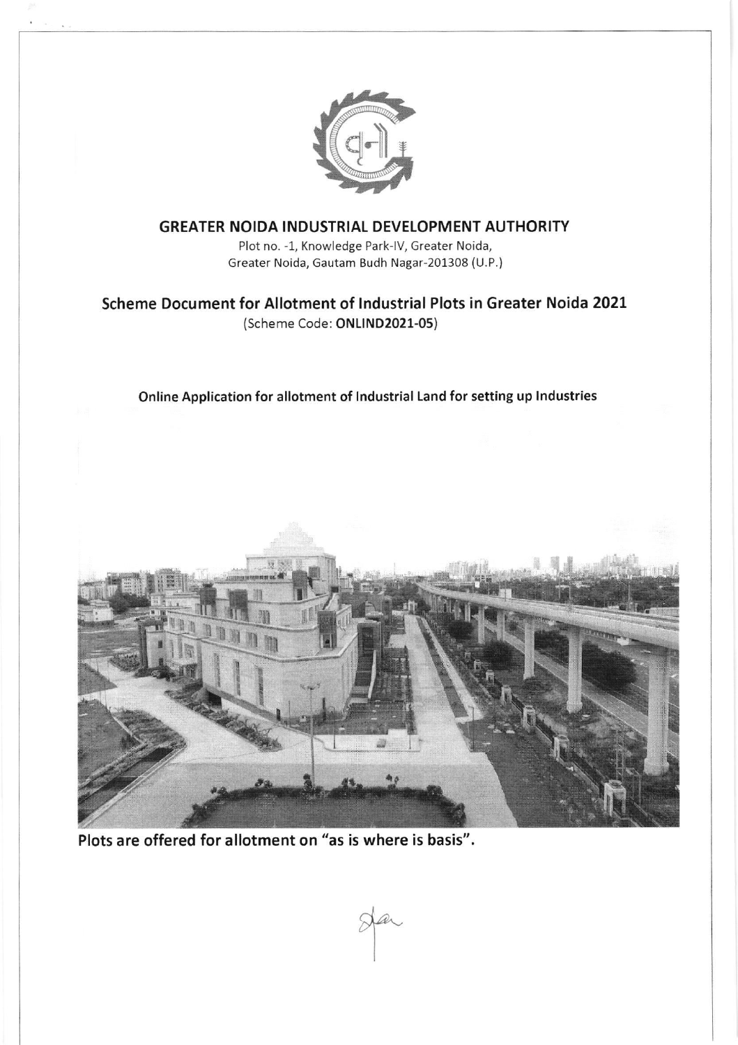# GREATER NOIDA INDUSTRIAL DEVELOPMENT AUTHORITY

Plot no. -1, Knowledge Park-IV, Greater Noida,
Greater Noida, Gautam Budh Nagar-201308 (U.P.)

## Scheme Document for Allotment of Industrial Plots in Greater Noida 2021

(Scheme Code: **ONLIND2021-05**)

**Online Application for allotment of Industrial Land for setting up Industries**

**Plots are offered for allotment on "as is where is basis".**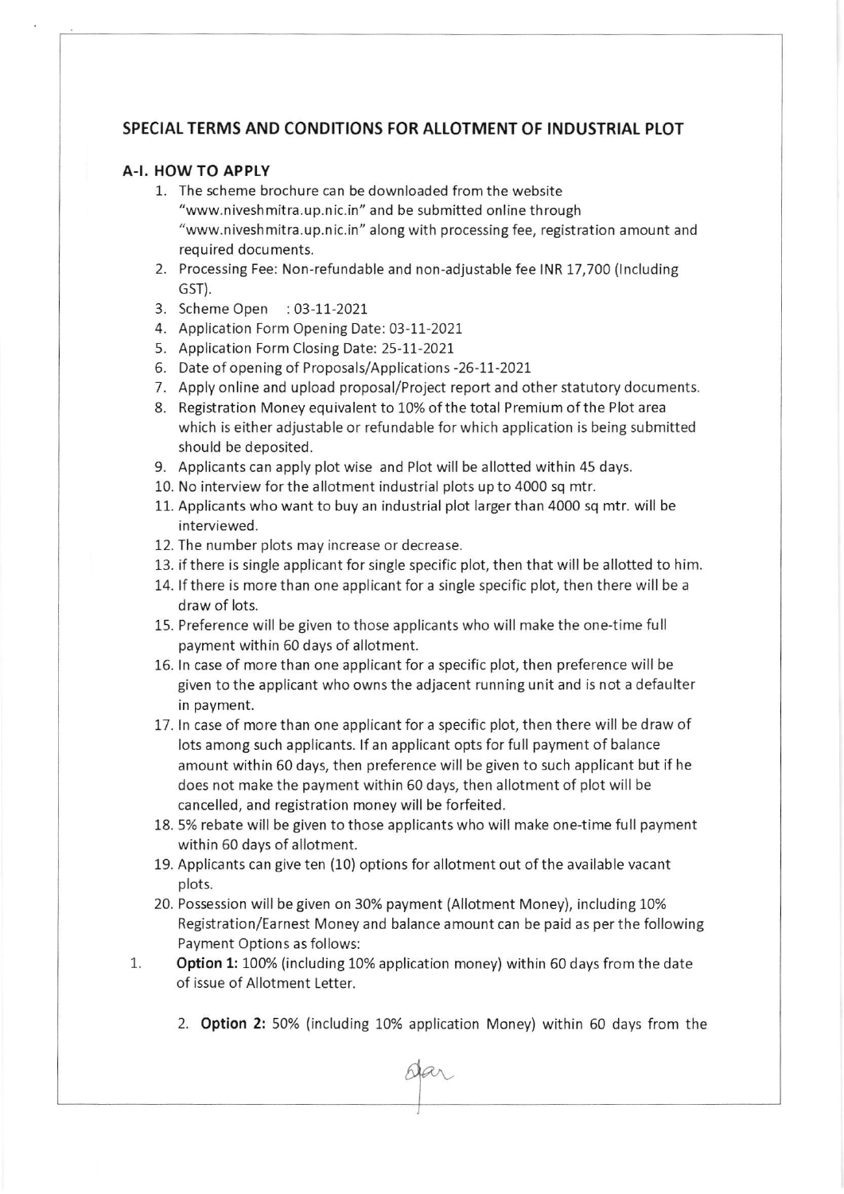## SPECIAL TERMS AND CONDITIONS FOR ALLOTMENT OF INDUSTRIAL PLOT

### A-I. HOW TO APPLY

1. The scheme brochure can be downloaded from the website "www.niveshmitra.up.nic.in" and be submitted online through "www.niveshmitra.up.nic.in" along with processing fee, registration amount and required documents.
2. Processing Fee: Non-refundable and non-adjustable fee INR 17,700 (Including GST).
3. Scheme Open : 03-11-2021
4. Application Form Opening Date: 03-11-2021
5. Application Form Closing Date: 25-11-2021
6. Date of opening of Proposals/Applications -26-11-2021
7. Apply online and upload proposal/Project report and other statutory documents.
8. Registration Money equivalent to 10% of the total Premium of the Plot area which is either adjustable or refundable for which application is being submitted should be deposited.
9. Applicants can apply plot wise and Plot will be allotted within 45 days.
10. No interview for the allotment industrial plots up to 4000 sq mtr.
11. Applicants who want to buy an industrial plot larger than 4000 sq mtr. will be interviewed.
12. The number plots may increase or decrease.
13. if there is single applicant for single specific plot, then that will be allotted to him.
14. If there is more than one applicant for a single specific plot, then there will be a draw of lots.
15. Preference will be given to those applicants who will make the one-time full payment within 60 days of allotment.
16. In case of more than one applicant for a specific plot, then preference will be given to the applicant who owns the adjacent running unit and is not a defaulter in payment.
17. In case of more than one applicant for a specific plot, then there will be draw of lots among such applicants. If an applicant opts for full payment of balance amount within 60 days, then preference will be given to such applicant but if he does not make the payment within 60 days, then allotment of plot will be cancelled, and registration money will be forfeited.
18. 5% rebate will be given to those applicants who will make one-time full payment within 60 days of allotment.
19. Applicants can give ten (10) options for allotment out of the available vacant plots.
20. Possession will be given on 30% payment (Allotment Money), including 10% Registration/Earnest Money and balance amount can be paid as per the following Payment Options as follows:

1. **Option 1:** 100% (including 10% application money) within 60 days from the date of issue of Allotment Letter.
2. **Option 2:** 50% (including 10% application Money) within 60 days from the